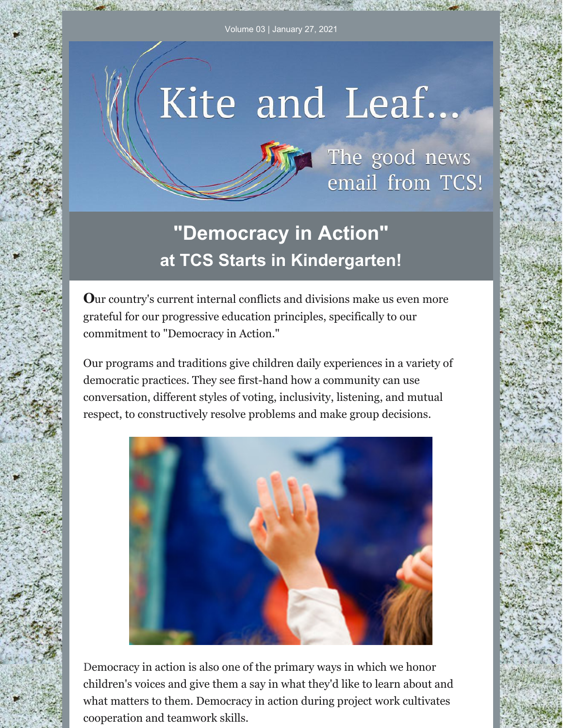Volume 03 | January 27, 2021

# Kite and Leaf...

The good news email from TCS!

## "Democracy in Action" at TCS Starts in Kindergarten!

**O**ur country's current internal conflicts and divisions make us even more grateful for our progressive education principles, specifically to our commitment to "Democracy in Action."

Our programs and traditions give children daily experiences in a variety of democratic practices. They see first-hand how a community can use conversation, different styles of voting, inclusivity, listening, and mutual respect, to constructively resolve problems and make group decisions.

Democracy in action is also one of the primary ways in which we honor children's voices and give them a say in what they'd like to learn about and what matters to them. Democracy in action during project work cultivates cooperation and teamwork skills.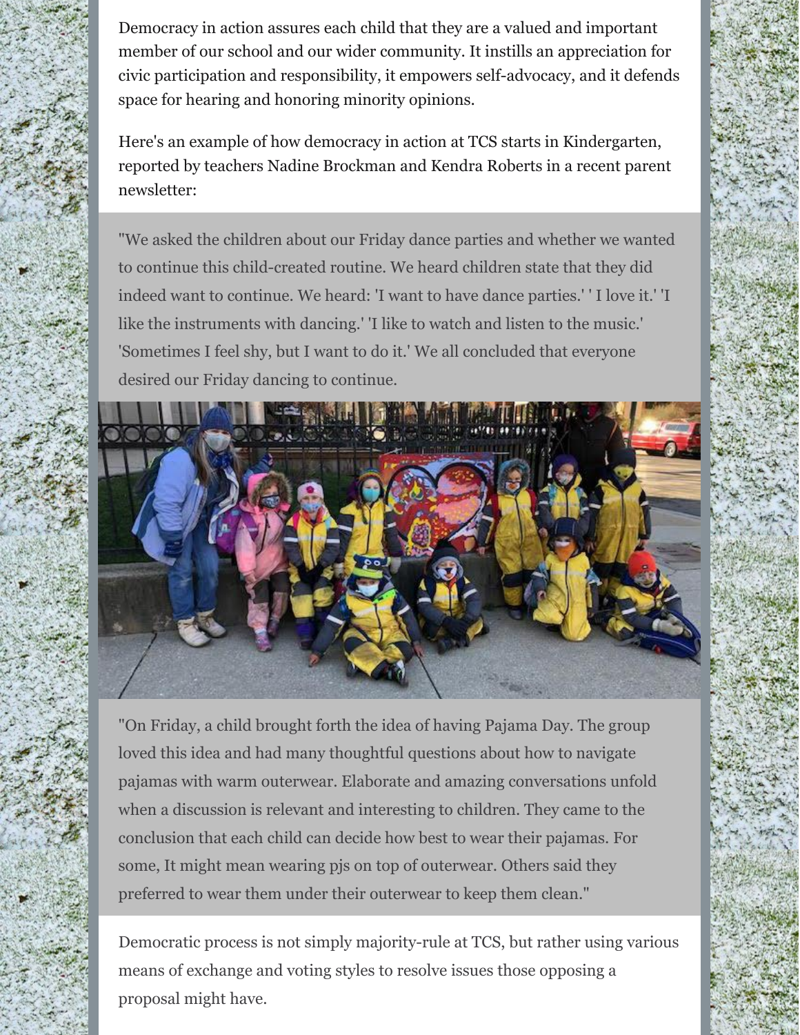Democracy in action assures each child that they are a valued and important member of our school and our wider community. It instills an appreciation for civic participation and responsibility, it empowers self-advocacy, and it defends space for hearing and honoring minority opinions.

Here's an example of how democracy in action at TCS starts in Kindergarten, reported by teachers Nadine Brockman and Kendra Roberts in a recent parent newsletter:

> "We asked the children about our Friday dance parties and whether we wanted to continue this child-created routine. We heard children state that they did indeed want to continue. We heard: 'I want to have dance parties.' ' I love it.' 'I like the instruments with dancing.' 'I like to watch and listen to the music.' 'Sometimes I feel shy, but I want to do it.' We all concluded that everyone desired our Friday dancing to continue.

> "On Friday, a child brought forth the idea of having Pajama Day. The group loved this idea and had many thoughtful questions about how to navigate pajamas with warm outerwear. Elaborate and amazing conversations unfold when a discussion is relevant and interesting to children. They came to the conclusion that each child can decide how best to wear their pajamas. For some, It might mean wearing pjs on top of outerwear. Others said they preferred to wear them under their outerwear to keep them clean."

Democratic process is not simply majority-rule at TCS, but rather using various means of exchange and voting styles to resolve issues those opposing a proposal might have.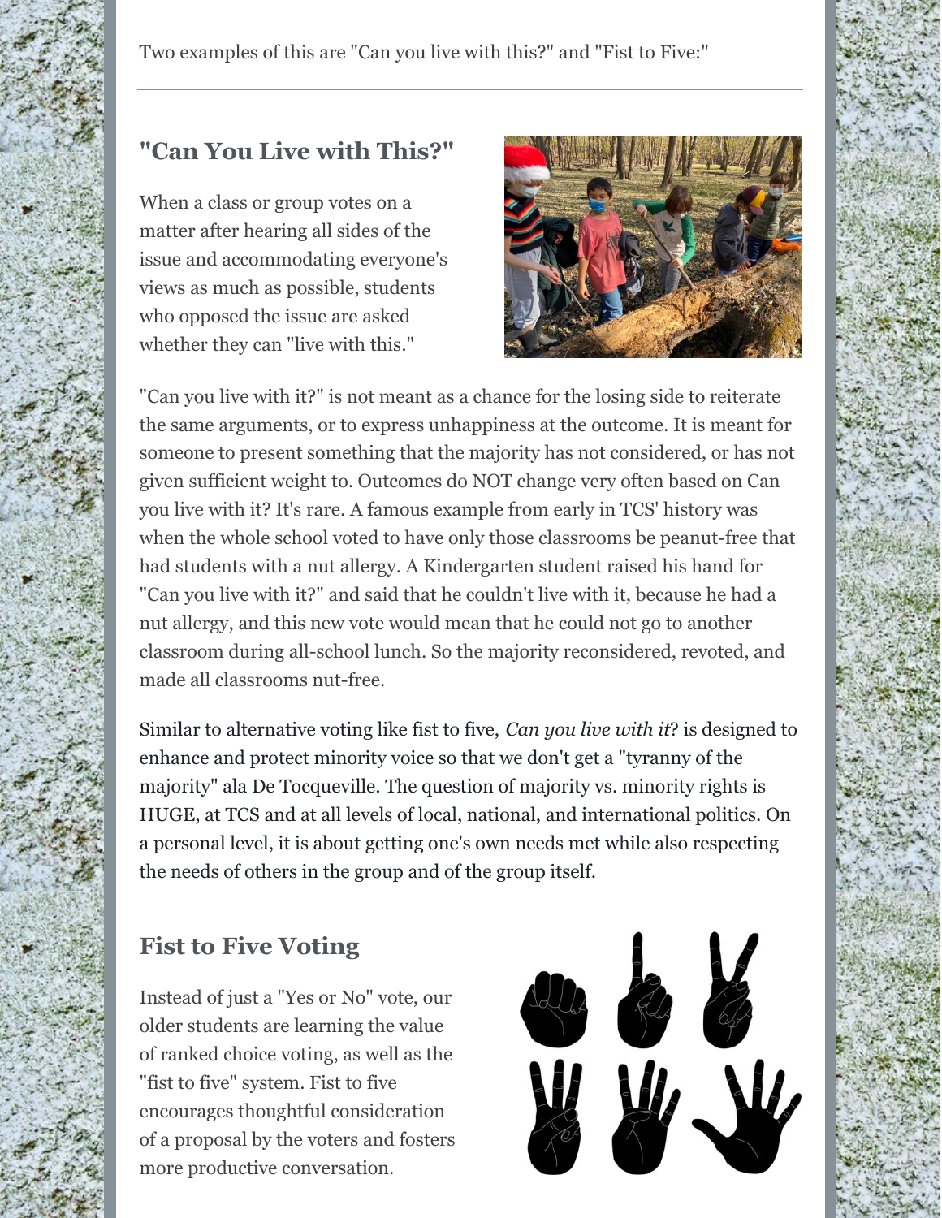Two examples of this are "Can you live with this?" and "Fist to Five:"

---

## "Can You Live with This?"

When a class or group votes on a matter after hearing all sides of the issue and accommodating everyone's views as much as possible, students who opposed the issue are asked whether they can "live with this."

"Can you live with it?" is not meant as a chance for the losing side to reiterate the same arguments, or to express unhappiness at the outcome. It is meant for someone to present something that the majority has not considered, or has not given sufficient weight to. Outcomes do NOT change very often based on Can you live with it? It's rare. A famous example from early in TCS' history was when the whole school voted to have only those classrooms be peanut-free that had students with a nut allergy. A Kindergarten student raised his hand for "Can you live with it?" and said that he couldn't live with it, because he had a nut allergy, and this new vote would mean that he could not go to another classroom during all-school lunch. So the majority reconsidered, revoted, and made all classrooms nut-free.

Similar to alternative voting like fist to five, *Can you live with it*? is designed to enhance and protect minority voice so that we don't get a "tyranny of the majority" ala De Tocqueville. The question of majority vs. minority rights is HUGE, at TCS and at all levels of local, national, and international politics. On a personal level, it is about getting one's own needs met while also respecting the needs of others in the group and of the group itself.

---

## Fist to Five Voting

Instead of just a "Yes or No" vote, our older students are learning the value of ranked choice voting, as well as the "fist to five" system. Fist to five encourages thoughtful consideration of a proposal by the voters and fosters more productive conversation.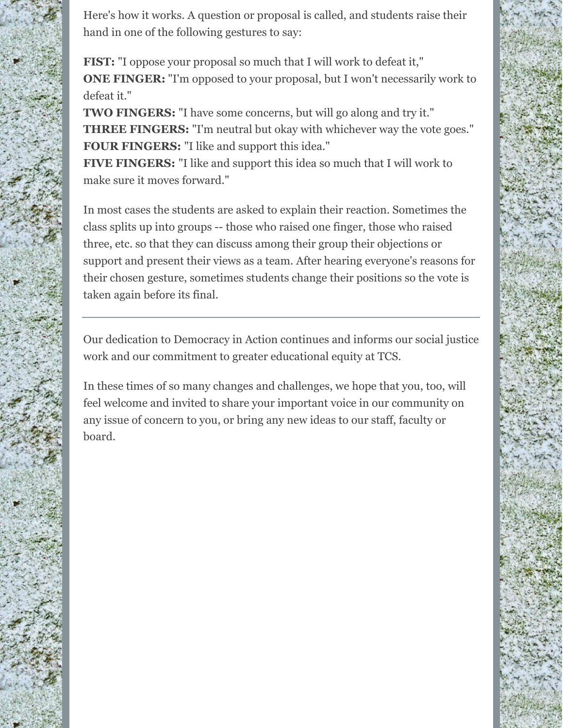Here's how it works. A question or proposal is called, and students raise their hand in one of the following gestures to say:

**FIST:** "I oppose your proposal so much that I will work to defeat it,"
**ONE FINGER:** "I'm opposed to your proposal, but I won't necessarily work to defeat it."
**TWO FINGERS:** "I have some concerns, but will go along and try it."
**THREE FINGERS:** "I'm neutral but okay with whichever way the vote goes."
**FOUR FINGERS:** "I like and support this idea."
**FIVE FINGERS:** "I like and support this idea so much that I will work to make sure it moves forward."

In most cases the students are asked to explain their reaction. Sometimes the class splits up into groups -- those who raised one finger, those who raised three, etc. so that they can discuss among their group their objections or support and present their views as a team. After hearing everyone's reasons for their chosen gesture, sometimes students change their positions so the vote is taken again before its final.

---

Our dedication to Democracy in Action continues and informs our social justice work and our commitment to greater educational equity at TCS.

In these times of so many changes and challenges, we hope that you, too, will feel welcome and invited to share your important voice in our community on any issue of concern to you, or bring any new ideas to our staff, faculty or board.